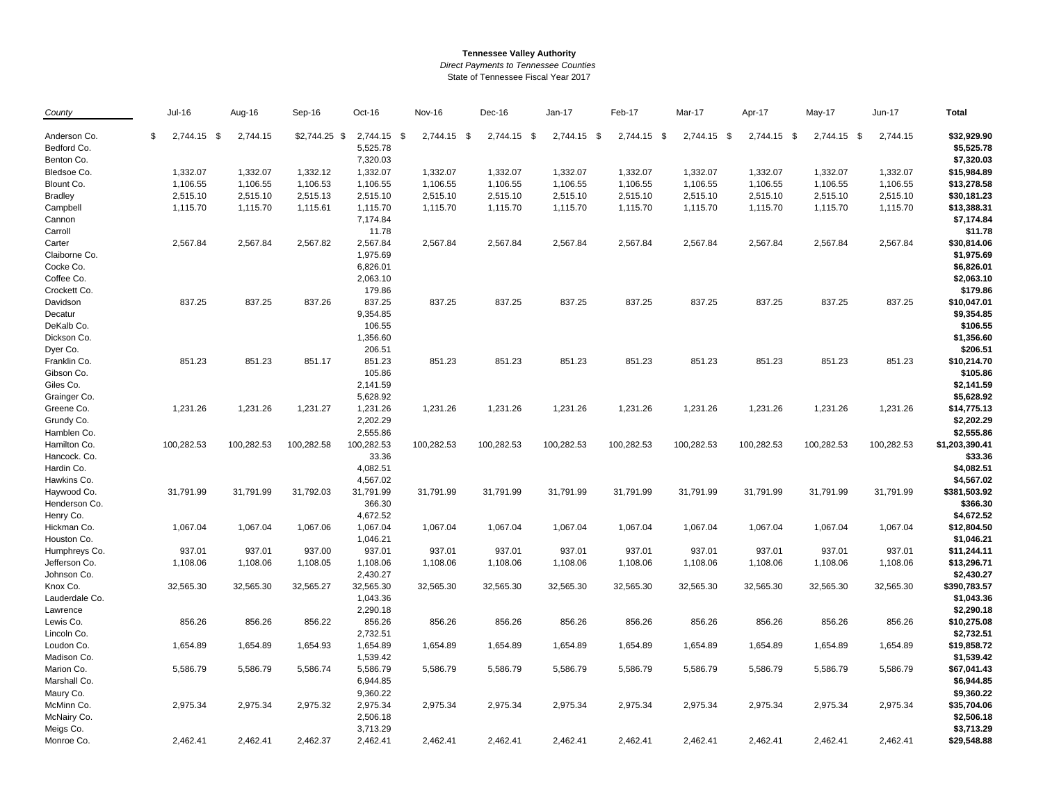**Tennessee Valley Authority**

*Direct Payments to Tennessee Counties*

State of Tennessee Fiscal Year 2017

| County | Jul-16 | Aug-16 | Sep-16 | Oct-16 | Nov-16 | Dec-16 | Jan-17 | Feb-17 | Mar-17 | Apr-17 | May-17 | Jun-17 | Total |
|---|---|---|---|---|---|---|---|---|---|---|---|---|---|
| Anderson Co. | $ 2,744.15 | $ 2,744.15 | $2,744.25 | $ 2,744.15 | $ 2,744.15 | $ 2,744.15 | $ 2,744.15 | $ 2,744.15 | $ 2,744.15 | $ 2,744.15 | $ 2,744.15 | $ 2,744.15 | **$32,929.90** |
| Bedford Co. | | | | 5,525.78 | | | | | | | | | **$5,525.78** |
| Benton Co. | | | | 7,320.03 | | | | | | | | | **$7,320.03** |
| Bledsoe Co. | 1,332.07 | 1,332.07 | 1,332.12 | 1,332.07 | 1,332.07 | 1,332.07 | 1,332.07 | 1,332.07 | 1,332.07 | 1,332.07 | 1,332.07 | 1,332.07 | **$15,984.89** |
| Blount Co. | 1,106.55 | 1,106.55 | 1,106.53 | 1,106.55 | 1,106.55 | 1,106.55 | 1,106.55 | 1,106.55 | 1,106.55 | 1,106.55 | 1,106.55 | 1,106.55 | **$13,278.58** |
| Bradley | 2,515.10 | 2,515.10 | 2,515.13 | 2,515.10 | 2,515.10 | 2,515.10 | 2,515.10 | 2,515.10 | 2,515.10 | 2,515.10 | 2,515.10 | 2,515.10 | **$30,181.23** |
| Campbell | 1,115.70 | 1,115.70 | 1,115.61 | 1,115.70 | 1,115.70 | 1,115.70 | 1,115.70 | 1,115.70 | 1,115.70 | 1,115.70 | 1,115.70 | 1,115.70 | **$13,388.31** |
| Cannon | | | | 7,174.84 | | | | | | | | | **$7,174.84** |
| Carroll | | | | 11.78 | | | | | | | | | **$11.78** |
| Carter | 2,567.84 | 2,567.84 | 2,567.82 | 2,567.84 | 2,567.84 | 2,567.84 | 2,567.84 | 2,567.84 | 2,567.84 | 2,567.84 | 2,567.84 | 2,567.84 | **$30,814.06** |
| Claiborne Co. | | | | 1,975.69 | | | | | | | | | **$1,975.69** |
| Cocke Co. | | | | 6,826.01 | | | | | | | | | **$6,826.01** |
| Coffee Co. | | | | 2,063.10 | | | | | | | | | **$2,063.10** |
| Crockett Co. | | | | 179.86 | | | | | | | | | **$179.86** |
| Davidson | 837.25 | 837.25 | 837.26 | 837.25 | 837.25 | 837.25 | 837.25 | 837.25 | 837.25 | 837.25 | 837.25 | 837.25 | **$10,047.01** |
| Decatur | | | | 9,354.85 | | | | | | | | | **$9,354.85** |
| DeKalb Co. | | | | 106.55 | | | | | | | | | **$106.55** |
| Dickson Co. | | | | 1,356.60 | | | | | | | | | **$1,356.60** |
| Dyer Co. | | | | 206.51 | | | | | | | | | **$206.51** |
| Franklin Co. | 851.23 | 851.23 | 851.17 | 851.23 | 851.23 | 851.23 | 851.23 | 851.23 | 851.23 | 851.23 | 851.23 | 851.23 | **$10,214.70** |
| Gibson Co. | | | | 105.86 | | | | | | | | | **$105.86** |
| Giles Co. | | | | 2,141.59 | | | | | | | | | **$2,141.59** |
| Grainger Co. | | | | 5,628.92 | | | | | | | | | **$5,628.92** |
| Greene Co. | 1,231.26 | 1,231.26 | 1,231.27 | 1,231.26 | 1,231.26 | 1,231.26 | 1,231.26 | 1,231.26 | 1,231.26 | 1,231.26 | 1,231.26 | 1,231.26 | **$14,775.13** |
| Grundy Co. | | | | 2,202.29 | | | | | | | | | **$2,202.29** |
| Hamblen Co. | | | | 2,555.86 | | | | | | | | | **$2,555.86** |
| Hamilton Co. | 100,282.53 | 100,282.53 | 100,282.58 | 100,282.53 | 100,282.53 | 100,282.53 | 100,282.53 | 100,282.53 | 100,282.53 | 100,282.53 | 100,282.53 | 100,282.53 | **$1,203,390.41** |
| Hancock. Co. | | | | 33.36 | | | | | | | | | **$33.36** |
| Hardin Co. | | | | 4,082.51 | | | | | | | | | **$4,082.51** |
| Hawkins Co. | | | | 4,567.02 | | | | | | | | | **$4,567.02** |
| Haywood Co. | 31,791.99 | 31,791.99 | 31,792.03 | 31,791.99 | 31,791.99 | 31,791.99 | 31,791.99 | 31,791.99 | 31,791.99 | 31,791.99 | 31,791.99 | 31,791.99 | **$381,503.92** |
| Henderson Co. | | | | 366.30 | | | | | | | | | **$366.30** |
| Henry Co. | | | | 4,672.52 | | | | | | | | | **$4,672.52** |
| Hickman Co. | 1,067.04 | 1,067.04 | 1,067.06 | 1,067.04 | 1,067.04 | 1,067.04 | 1,067.04 | 1,067.04 | 1,067.04 | 1,067.04 | 1,067.04 | 1,067.04 | **$12,804.50** |
| Houston Co. | | | | 1,046.21 | | | | | | | | | **$1,046.21** |
| Humphreys Co. | 937.01 | 937.01 | 937.00 | 937.01 | 937.01 | 937.01 | 937.01 | 937.01 | 937.01 | 937.01 | 937.01 | 937.01 | **$11,244.11** |
| Jefferson Co. | 1,108.06 | 1,108.06 | 1,108.05 | 1,108.06 | 1,108.06 | 1,108.06 | 1,108.06 | 1,108.06 | 1,108.06 | 1,108.06 | 1,108.06 | 1,108.06 | **$13,296.71** |
| Johnson Co. | | | | 2,430.27 | | | | | | | | | **$2,430.27** |
| Knox Co. | 32,565.30 | 32,565.30 | 32,565.27 | 32,565.30 | 32,565.30 | 32,565.30 | 32,565.30 | 32,565.30 | 32,565.30 | 32,565.30 | 32,565.30 | 32,565.30 | **$390,783.57** |
| Lauderdale Co. | | | | 1,043.36 | | | | | | | | | **$1,043.36** |
| Lawrence | | | | 2,290.18 | | | | | | | | | **$2,290.18** |
| Lewis Co. | 856.26 | 856.26 | 856.22 | 856.26 | 856.26 | 856.26 | 856.26 | 856.26 | 856.26 | 856.26 | 856.26 | 856.26 | **$10,275.08** |
| Lincoln Co. | | | | 2,732.51 | | | | | | | | | **$2,732.51** |
| Loudon Co. | 1,654.89 | 1,654.89 | 1,654.93 | 1,654.89 | 1,654.89 | 1,654.89 | 1,654.89 | 1,654.89 | 1,654.89 | 1,654.89 | 1,654.89 | 1,654.89 | **$19,858.72** |
| Madison Co. | | | | 1,539.42 | | | | | | | | | **$1,539.42** |
| Marion Co. | 5,586.79 | 5,586.79 | 5,586.74 | 5,586.79 | 5,586.79 | 5,586.79 | 5,586.79 | 5,586.79 | 5,586.79 | 5,586.79 | 5,586.79 | 5,586.79 | **$67,041.43** |
| Marshall Co. | | | | 6,944.85 | | | | | | | | | **$6,944.85** |
| Maury Co. | | | | 9,360.22 | | | | | | | | | **$9,360.22** |
| McMinn Co. | 2,975.34 | 2,975.34 | 2,975.32 | 2,975.34 | 2,975.34 | 2,975.34 | 2,975.34 | 2,975.34 | 2,975.34 | 2,975.34 | 2,975.34 | 2,975.34 | **$35,704.06** |
| McNairy Co. | | | | 2,506.18 | | | | | | | | | **$2,506.18** |
| Meigs Co. | | | | 3,713.29 | | | | | | | | | **$3,713.29** |
| Monroe Co. | 2,462.41 | 2,462.41 | 2,462.37 | 2,462.41 | 2,462.41 | 2,462.41 | 2,462.41 | 2,462.41 | 2,462.41 | 2,462.41 | 2,462.41 | 2,462.41 | **$29,548.88** |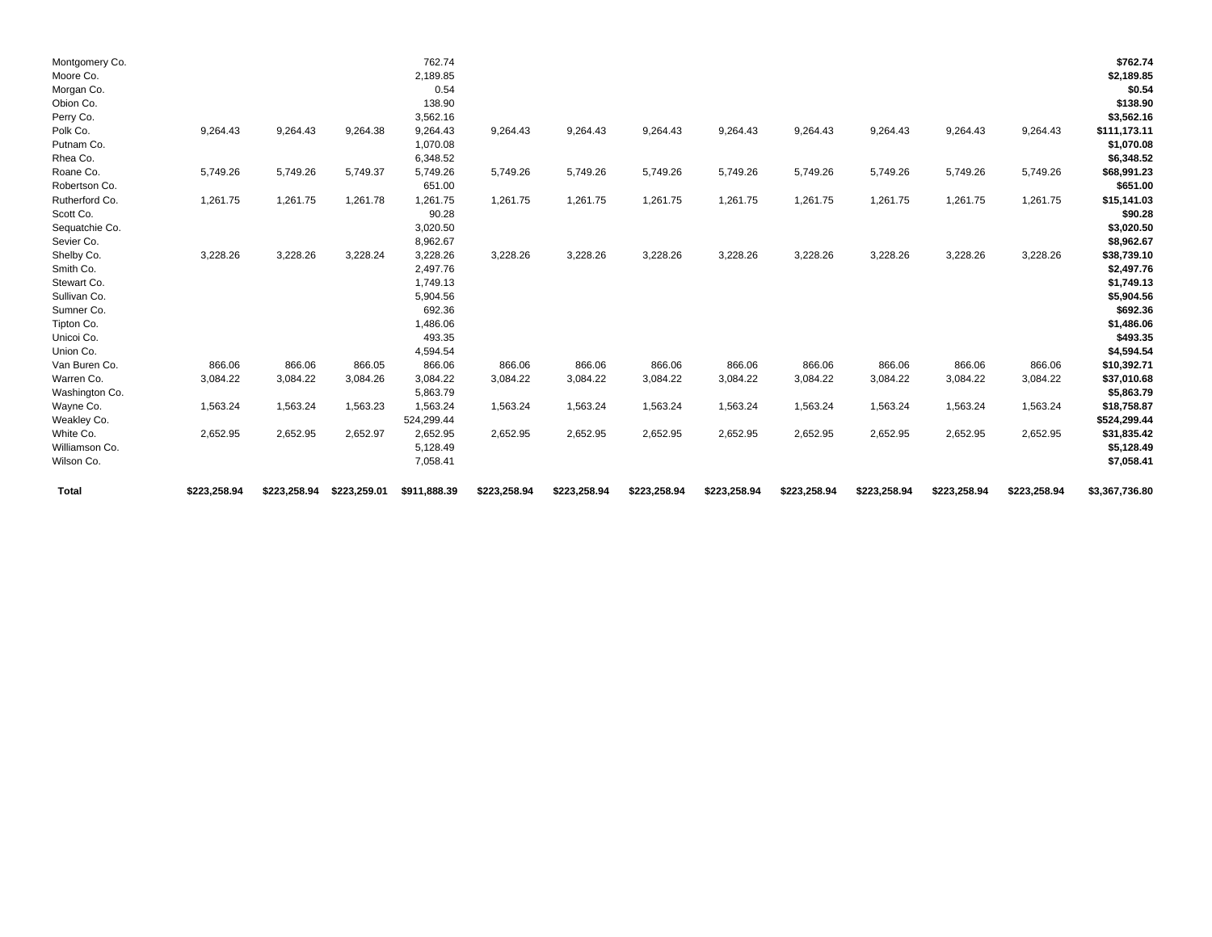| | | | | | | | | | | | | | |
|---|---|---|---|---|---|---|---|---|---|---|---|---|---|
| Montgomery Co. | | | | 762.74 | | | | | | | | | **$762.74** |
| Moore Co. | | | | 2,189.85 | | | | | | | | | **$2,189.85** |
| Morgan Co. | | | | 0.54 | | | | | | | | | **$0.54** |
| Obion Co. | | | | 138.90 | | | | | | | | | **$138.90** |
| Perry Co. | | | | 3,562.16 | | | | | | | | | **$3,562.16** |
| Polk Co. | 9,264.43 | 9,264.43 | 9,264.38 | 9,264.43 | 9,264.43 | 9,264.43 | 9,264.43 | 9,264.43 | 9,264.43 | 9,264.43 | 9,264.43 | 9,264.43 | **$111,173.11** |
| Putnam Co. | | | | 1,070.08 | | | | | | | | | **$1,070.08** |
| Rhea Co. | | | | 6,348.52 | | | | | | | | | **$6,348.52** |
| Roane Co. | 5,749.26 | 5,749.26 | 5,749.37 | 5,749.26 | 5,749.26 | 5,749.26 | 5,749.26 | 5,749.26 | 5,749.26 | 5,749.26 | 5,749.26 | 5,749.26 | **$68,991.23** |
| Robertson Co. | | | | 651.00 | | | | | | | | | **$651.00** |
| Rutherford Co. | 1,261.75 | 1,261.75 | 1,261.78 | 1,261.75 | 1,261.75 | 1,261.75 | 1,261.75 | 1,261.75 | 1,261.75 | 1,261.75 | 1,261.75 | 1,261.75 | **$15,141.03** |
| Scott Co. | | | | 90.28 | | | | | | | | | **$90.28** |
| Sequatchie Co. | | | | 3,020.50 | | | | | | | | | **$3,020.50** |
| Sevier Co. | | | | 8,962.67 | | | | | | | | | **$8,962.67** |
| Shelby Co. | 3,228.26 | 3,228.26 | 3,228.24 | 3,228.26 | 3,228.26 | 3,228.26 | 3,228.26 | 3,228.26 | 3,228.26 | 3,228.26 | 3,228.26 | 3,228.26 | **$38,739.10** |
| Smith Co. | | | | 2,497.76 | | | | | | | | | **$2,497.76** |
| Stewart Co. | | | | 1,749.13 | | | | | | | | | **$1,749.13** |
| Sullivan Co. | | | | 5,904.56 | | | | | | | | | **$5,904.56** |
| Sumner Co. | | | | 692.36 | | | | | | | | | **$692.36** |
| Tipton Co. | | | | 1,486.06 | | | | | | | | | **$1,486.06** |
| Unicoi Co. | | | | 493.35 | | | | | | | | | **$493.35** |
| Union Co. | | | | 4,594.54 | | | | | | | | | **$4,594.54** |
| Van Buren Co. | 866.06 | 866.06 | 866.05 | 866.06 | 866.06 | 866.06 | 866.06 | 866.06 | 866.06 | 866.06 | 866.06 | 866.06 | **$10,392.71** |
| Warren Co. | 3,084.22 | 3,084.22 | 3,084.26 | 3,084.22 | 3,084.22 | 3,084.22 | 3,084.22 | 3,084.22 | 3,084.22 | 3,084.22 | 3,084.22 | 3,084.22 | **$37,010.68** |
| Washington Co. | | | | 5,863.79 | | | | | | | | | **$5,863.79** |
| Wayne Co. | 1,563.24 | 1,563.24 | 1,563.23 | 1,563.24 | 1,563.24 | 1,563.24 | 1,563.24 | 1,563.24 | 1,563.24 | 1,563.24 | 1,563.24 | 1,563.24 | **$18,758.87** |
| Weakley Co. | | | | 524,299.44 | | | | | | | | | **$524,299.44** |
| White Co. | 2,652.95 | 2,652.95 | 2,652.97 | 2,652.95 | 2,652.95 | 2,652.95 | 2,652.95 | 2,652.95 | 2,652.95 | 2,652.95 | 2,652.95 | 2,652.95 | **$31,835.42** |
| Williamson Co. | | | | 5,128.49 | | | | | | | | | **$5,128.49** |
| Wilson Co. | | | | 7,058.41 | | | | | | | | | **$7,058.41** |
| **Total** | **$223,258.94** | **$223,258.94** | **$223,259.01** | **$911,888.39** | **$223,258.94** | **$223,258.94** | **$223,258.94** | **$223,258.94** | **$223,258.94** | **$223,258.94** | **$223,258.94** | **$223,258.94** | **$3,367,736.80** |